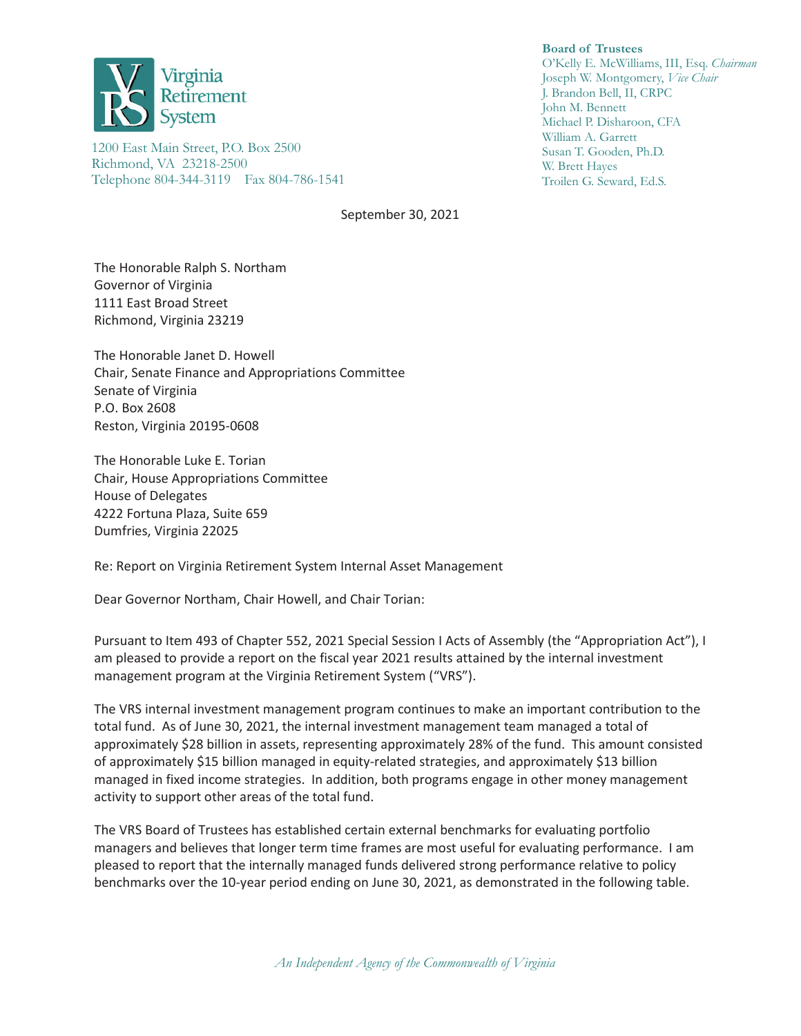Virginia Retirement System

1200 East Main Street, P.O. Box 2500
Richmond, VA 23218-2500
Telephone 804-344-3119 Fax 804-786-1541

**Board of Trustees**
O'Kelly E. McWilliams, III, Esq. *Chairman*
Joseph W. Montgomery, *Vice Chair*
J. Brandon Bell, II, CRPC
John M. Bennett
Michael P. Disharoon, CFA
William A. Garrett
Susan T. Gooden, Ph.D.
W. Brett Hayes
Troilen G. Seward, Ed.S.

September 30, 2021

The Honorable Ralph S. Northam
Governor of Virginia
1111 East Broad Street
Richmond, Virginia 23219

The Honorable Janet D. Howell
Chair, Senate Finance and Appropriations Committee
Senate of Virginia
P.O. Box 2608
Reston, Virginia 20195-0608

The Honorable Luke E. Torian
Chair, House Appropriations Committee
House of Delegates
4222 Fortuna Plaza, Suite 659
Dumfries, Virginia 22025

Re: Report on Virginia Retirement System Internal Asset Management

Dear Governor Northam, Chair Howell, and Chair Torian:

Pursuant to Item 493 of Chapter 552, 2021 Special Session I Acts of Assembly (the "Appropriation Act"), I am pleased to provide a report on the fiscal year 2021 results attained by the internal investment management program at the Virginia Retirement System ("VRS").

The VRS internal investment management program continues to make an important contribution to the total fund. As of June 30, 2021, the internal investment management team managed a total of approximately $28 billion in assets, representing approximately 28% of the fund. This amount consisted of approximately $15 billion managed in equity-related strategies, and approximately $13 billion managed in fixed income strategies. In addition, both programs engage in other money management activity to support other areas of the total fund.

The VRS Board of Trustees has established certain external benchmarks for evaluating portfolio managers and believes that longer term time frames are most useful for evaluating performance. I am pleased to report that the internally managed funds delivered strong performance relative to policy benchmarks over the 10-year period ending on June 30, 2021, as demonstrated in the following table.

*An Independent Agency of the Commonwealth of Virginia*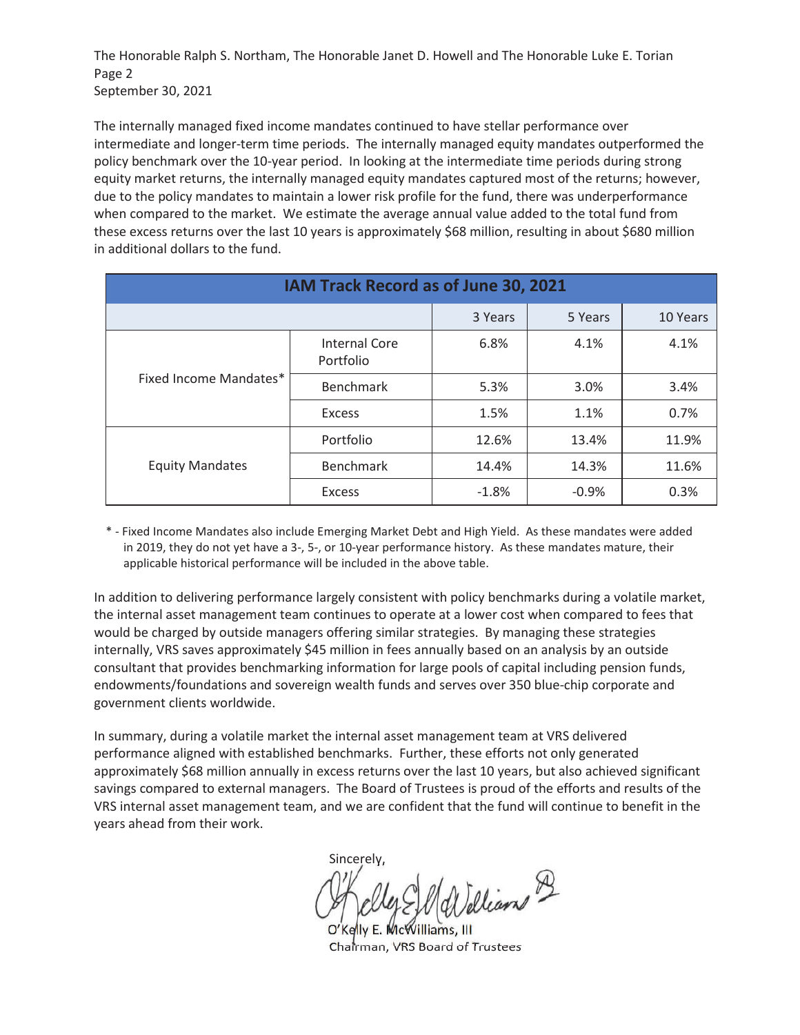The internally managed fixed income mandates continued to have stellar performance over intermediate and longer-term time periods. The internally managed equity mandates outperformed the policy benchmark over the 10-year period. In looking at the intermediate time periods during strong equity market returns, the internally managed equity mandates captured most of the returns; however, due to the policy mandates to maintain a lower risk profile for the fund, there was underperformance when compared to the market. We estimate the average annual value added to the total fund from these excess returns over the last 10 years is approximately $68 million, resulting in about $680 million in additional dollars to the fund.

| IAM Track Record as of June 30, 2021 | | | | |
|---|---|---|---|---|
| | | 3 Years | 5 Years | 10 Years |
| Fixed Income Mandates* | Internal Core Portfolio | 6.8% | 4.1% | 4.1% |
| | Benchmark | 5.3% | 3.0% | 3.4% |
| | Excess | 1.5% | 1.1% | 0.7% |
| Equity Mandates | Portfolio | 12.6% | 13.4% | 11.9% |
| | Benchmark | 14.4% | 14.3% | 11.6% |
| | Excess | -1.8% | -0.9% | 0.3% |

\* - Fixed Income Mandates also include Emerging Market Debt and High Yield. As these mandates were added in 2019, they do not yet have a 3-, 5-, or 10-year performance history. As these mandates mature, their applicable historical performance will be included in the above table.

In addition to delivering performance largely consistent with policy benchmarks during a volatile market, the internal asset management team continues to operate at a lower cost when compared to fees that would be charged by outside managers offering similar strategies. By managing these strategies internally, VRS saves approximately $45 million in fees annually based on an analysis by an outside consultant that provides benchmarking information for large pools of capital including pension funds, endowments/foundations and sovereign wealth funds and serves over 350 blue-chip corporate and government clients worldwide.

In summary, during a volatile market the internal asset management team at VRS delivered performance aligned with established benchmarks. Further, these efforts not only generated approximately $68 million annually in excess returns over the last 10 years, but also achieved significant savings compared to external managers. The Board of Trustees is proud of the efforts and results of the VRS internal asset management team, and we are confident that the fund will continue to benefit in the years ahead from their work.

Sincerely,

O'Kelly E. McWilliams, III
Chairman, VRS Board of Trustees